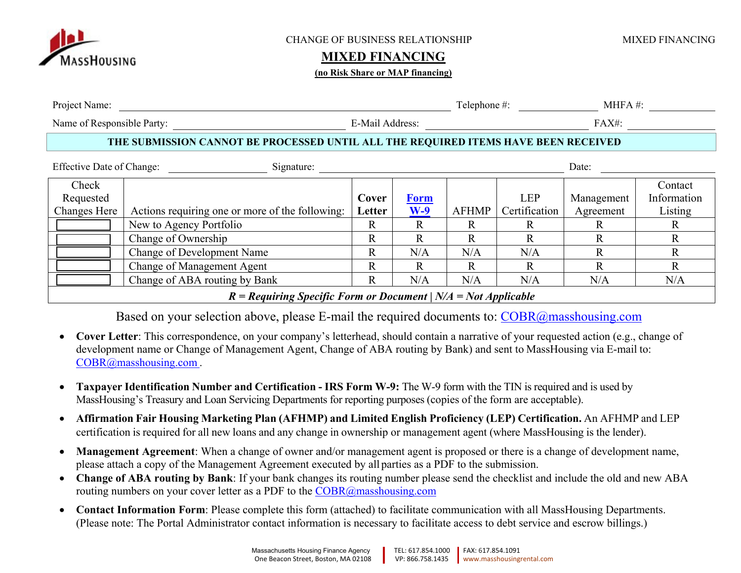CHANGE OF BUSINESS RELATIONSHIP

# MIXED FINANCING

**(no Risk Share or MAP financing)**

Project Name: ______________________ Telephone #: __________ MHFA #: __________

Name of Responsible Party: ______________________ E-Mail Address: ______________________ FAX#: __________

**THE SUBMISSION CANNOT BE PROCESSED UNTIL ALL THE REQUIRED ITEMS HAVE BEEN RECEIVED**

Effective Date of Change: __________ Signature: ______________________ Date: __________

| Check Requested Changes Here | Actions requiring one or more of the following: | **Cover Letter** | **Form W-9** | AFHMP | LEP Certification | Management Agreement | Contact Information Listing |
|---|---|---|---|---|---|---|---|
| ☐ | New to Agency Portfolio | R | R | R | R | R | R |
| ☐ | Change of Ownership | R | R | R | R | R | R |
| ☐ | Change of Development Name | R | N/A | N/A | N/A | R | R |
| ☐ | Change of Management Agent | R | R | R | R | R | R |
| ☐ | Change of ABA routing by Bank | R | N/A | N/A | N/A | N/A | N/A |

***R = Requiring Specific Form or Document | N/A = Not Applicable***

Based on your selection above, please E-mail the required documents to: COBR@masshousing.com

- **Cover Letter**: This correspondence, on your company's letterhead, should contain a narrative of your requested action (e.g., change of development name or Change of Management Agent, Change of ABA routing by Bank) and sent to MassHousing via E-mail to: COBR@masshousing.com .
- **Taxpayer Identification Number and Certification - IRS Form W-9:** The W-9 form with the TIN is required and is used by MassHousing's Treasury and Loan Servicing Departments for reporting purposes (copies of the form are acceptable).
- **Affirmation Fair Housing Marketing Plan (AFHMP) and Limited English Proficiency (LEP) Certification.** An AFHMP and LEP certification is required for all new loans and any change in ownership or management agent (where MassHousing is the lender).
- **Management Agreement**: When a change of owner and/or management agent is proposed or there is a change of development name, please attach a copy of the Management Agreement executed by all parties as a PDF to the submission.
- **Change of ABA routing by Bank**: If your bank changes its routing number please send the checklist and include the old and new ABA routing numbers on your cover letter as a PDF to the COBR@masshousing.com
- **Contact Information Form**: Please complete this form (attached) to facilitate communication with all MassHousing Departments. (Please note: The Portal Administrator contact information is necessary to facilitate access to debt service and escrow billings.)

Massachusetts Housing Finance Agency One Beacon Street, Boston, MA 02108 | TEL: 617.854.1000 VP: 866.758.1435 | FAX: 617.854.1091 www.masshousingrental.com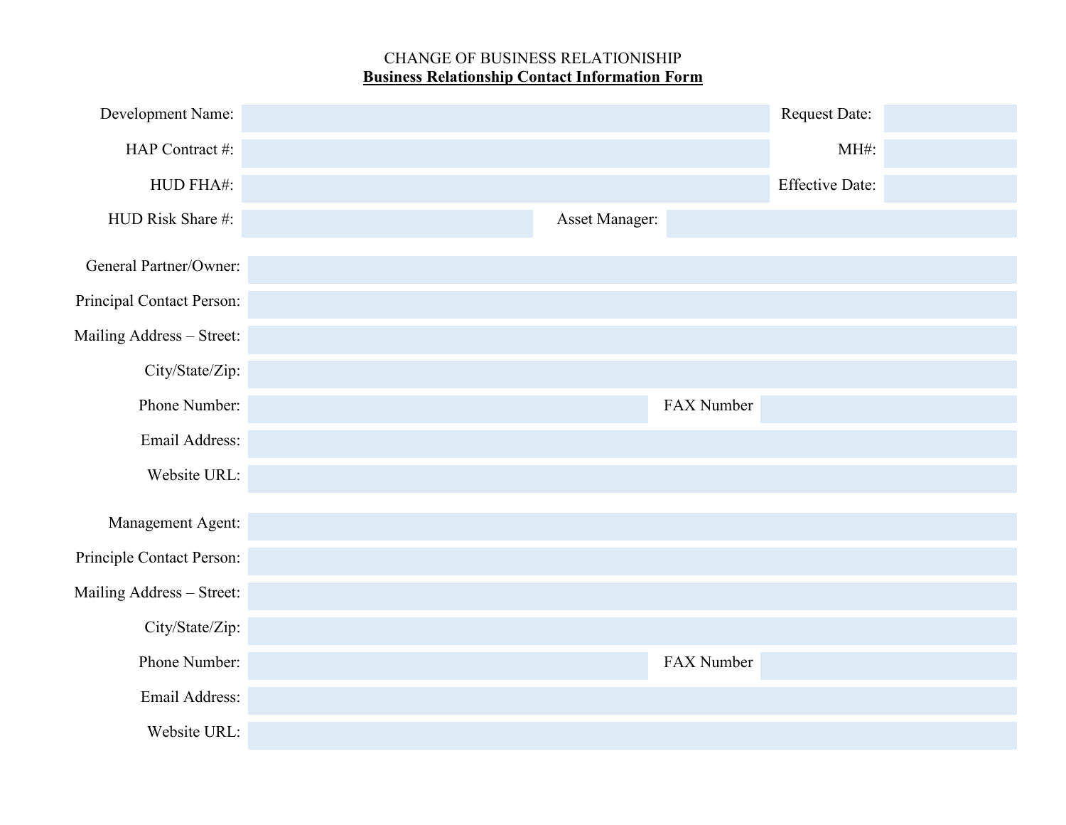CHANGE OF BUSINESS RELATIONSHIP

**Business Relationship Contact Information Form**

| | | | |
|---|---|---|---|
| Development Name: | | Request Date: | |
| HAP Contract #: | | MH#: | |
| HUD FHA#: | | Effective Date: | |
| HUD Risk Share #: | | Asset Manager: | |

| | | | |
|---|---|---|---|
| General Partner/Owner: | | | |
| Principal Contact Person: | | | |
| Mailing Address – Street: | | | |
| City/State/Zip: | | | |
| Phone Number: | | FAX Number | |
| Email Address: | | | |
| Website URL: | | | |

| | | | |
|---|---|---|---|
| Management Agent: | | | |
| Principle Contact Person: | | | |
| Mailing Address – Street: | | | |
| City/State/Zip: | | | |
| Phone Number: | | FAX Number | |
| Email Address: | | | |
| Website URL: | | | |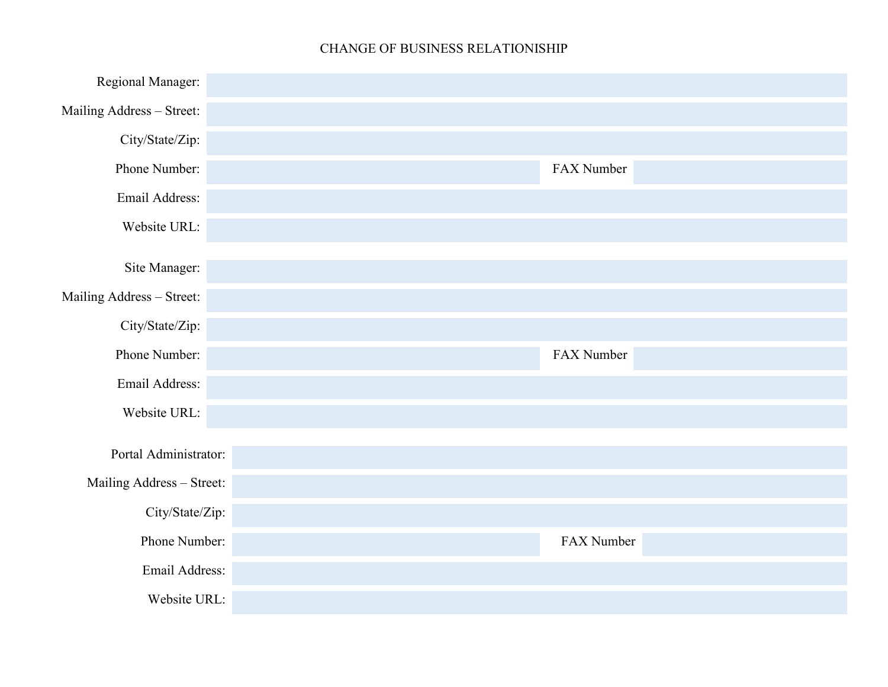# CHANGE OF BUSINESS RELATIONSHIP

Regional Manager:

Mailing Address – Street:

City/State/Zip:

Phone Number: FAX Number

Email Address:

Website URL:

Site Manager:

Mailing Address – Street:

City/State/Zip:

Phone Number: FAX Number

Email Address:

Website URL:

Portal Administrator:

Mailing Address – Street:

City/State/Zip:

Phone Number: FAX Number

Email Address:

Website URL: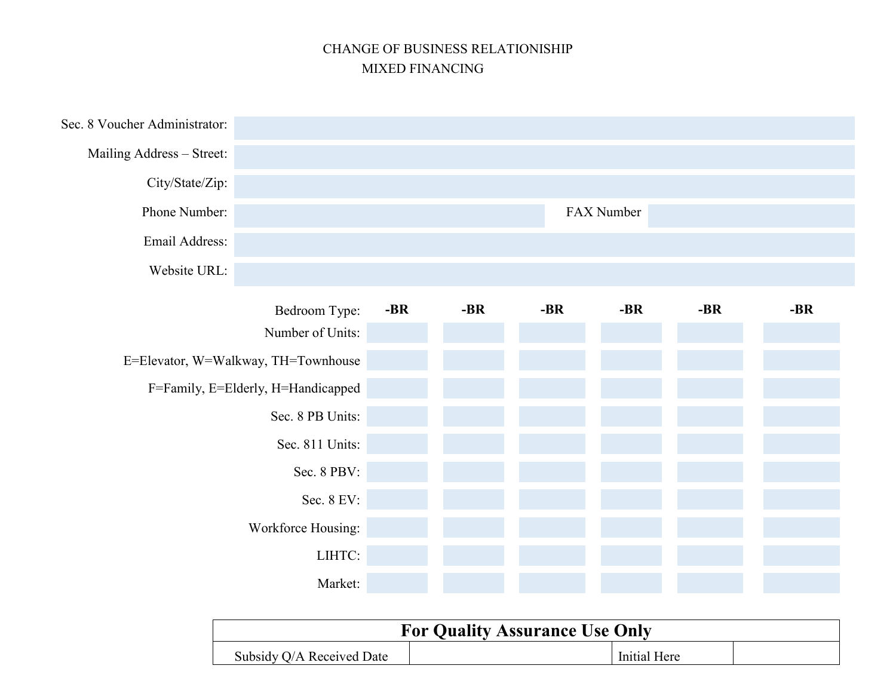CHANGE OF BUSINESS RELATIONSHIP

MIXED FINANCING

| | | | |
|---|---|---|---|
| Sec. 8 Voucher Administrator: | | | |
| Mailing Address – Street: | | | |
| City/State/Zip: | | | |
| Phone Number: | | FAX Number | |
| Email Address: | | | |
| Website URL: | | | |

| Bedroom Type: | **-BR** | **-BR** | **-BR** | **-BR** | **-BR** | **-BR** |
|---|---|---|---|---|---|---|
| Number of Units: | | | | | | |
| E=Elevator, W=Walkway, TH=Townhouse | | | | | | |
| F=Family, E=Elderly, H=Handicapped | | | | | | |
| Sec. 8 PB Units: | | | | | | |
| Sec. 811 Units: | | | | | | |
| Sec. 8 PBV: | | | | | | |
| Sec. 8 EV: | | | | | | |
| Workforce Housing: | | | | | | |
| LIHTC: | | | | | | |
| Market: | | | | | | |

| **For Quality Assurance Use Only** | | | |
|---|---|---|---|
| Subsidy Q/A Received Date | | Initial Here | |